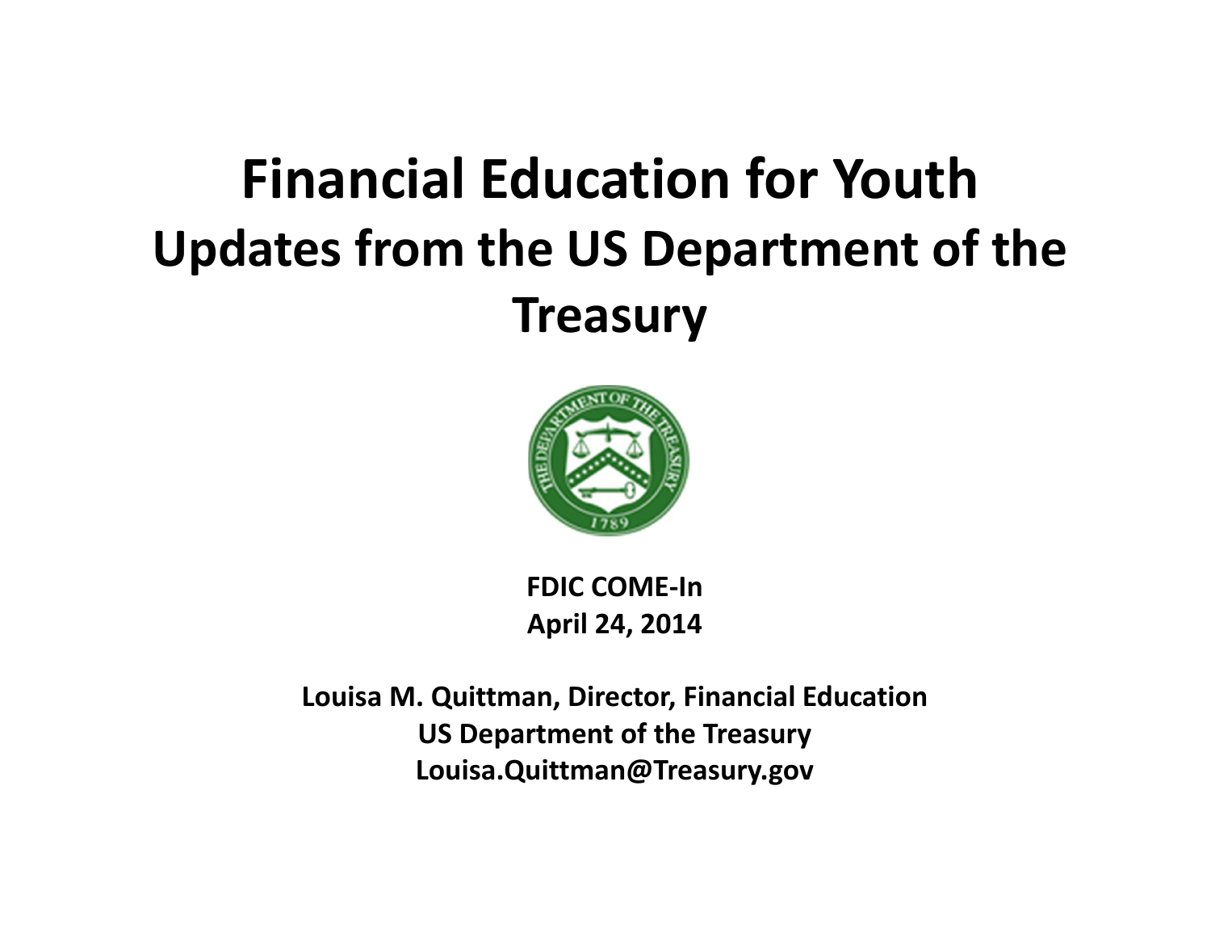# Financial Education for Youth

## Updates from the US Department of the Treasury

**FDIC COME-In**
**April 24, 2014**

**Louisa M. Quittman, Director, Financial Education**
**US Department of the Treasury**
**Louisa.Quittman@Treasury.gov**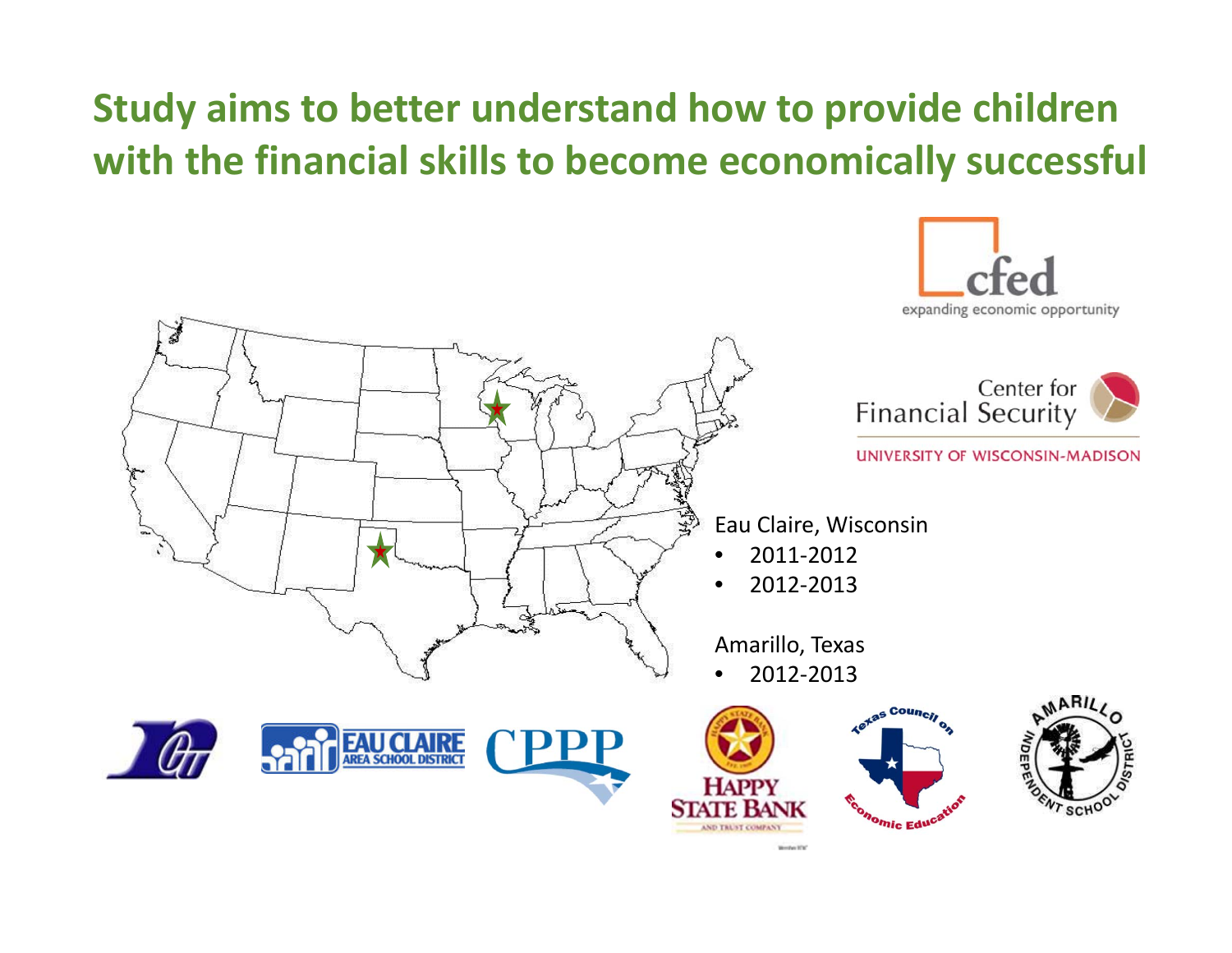# Study aims to better understand how to provide children with the financial skills to become economically successful

cfed
expanding economic opportunity

Center for Financial Security
UNIVERSITY OF WISCONSIN-MADISON

Eau Claire, Wisconsin

- 2011-2012
- 2012-2013

Amarillo, Texas

- 2012-2013

EAU CLAIRE AREA SCHOOL DISTRICT

CPPP

HAPPY STATE BANK AND TRUST COMPANY

Texas Council on Economic Education

AMARILLO INDEPENDENT SCHOOL DISTRICT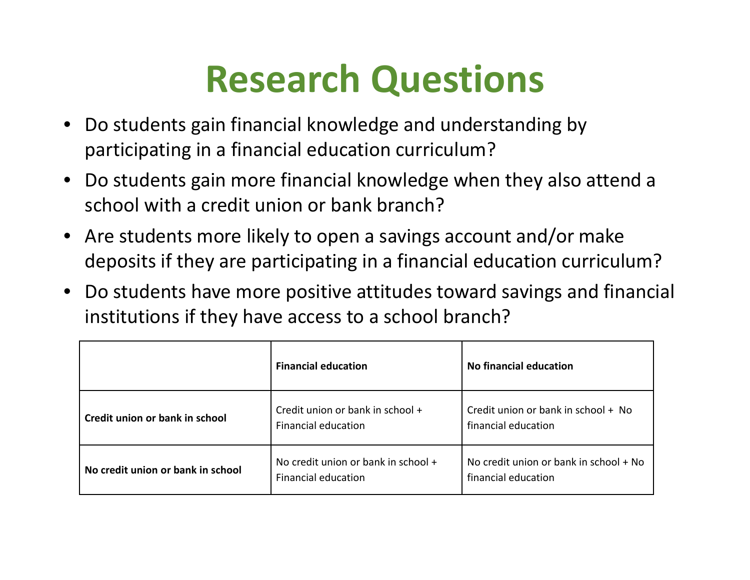# Research Questions

- Do students gain financial knowledge and understanding by participating in a financial education curriculum?
- Do students gain more financial knowledge when they also attend a school with a credit union or bank branch?
- Are students more likely to open a savings account and/or make deposits if they are participating in a financial education curriculum?
- Do students have more positive attitudes toward savings and financial institutions if they have access to a school branch?

| | **Financial education** | **No financial education** |
|---|---|---|
| **Credit union or bank in school** | Credit union or bank in school + Financial education | Credit union or bank in school + No financial education |
| **No credit union or bank in school** | No credit union or bank in school + Financial education | No credit union or bank in school + No financial education |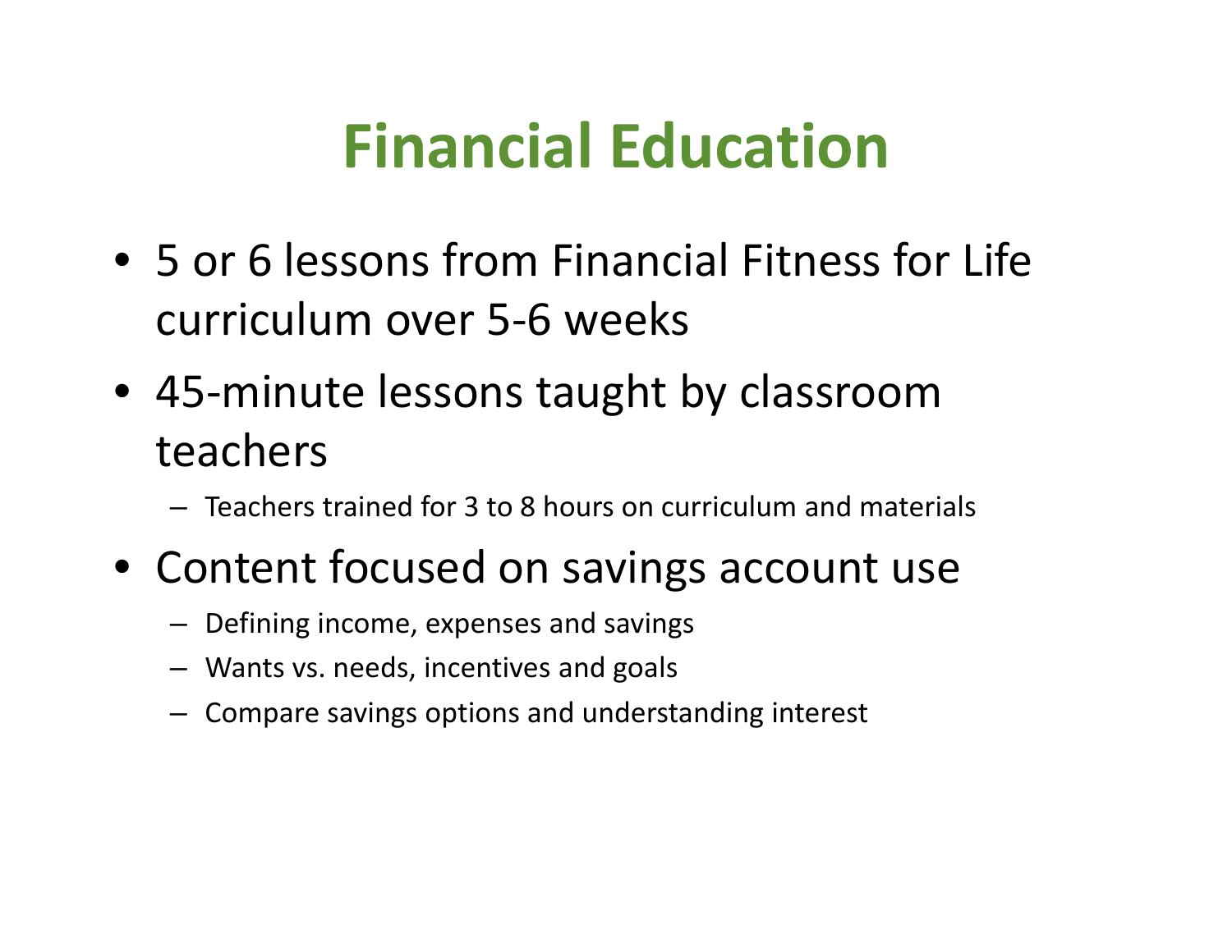# Financial Education

- 5 or 6 lessons from Financial Fitness for Life curriculum over 5-6 weeks
- 45-minute lessons taught by classroom teachers
  - Teachers trained for 3 to 8 hours on curriculum and materials
- Content focused on savings account use
  - Defining income, expenses and savings
  - Wants vs. needs, incentives and goals
  - Compare savings options and understanding interest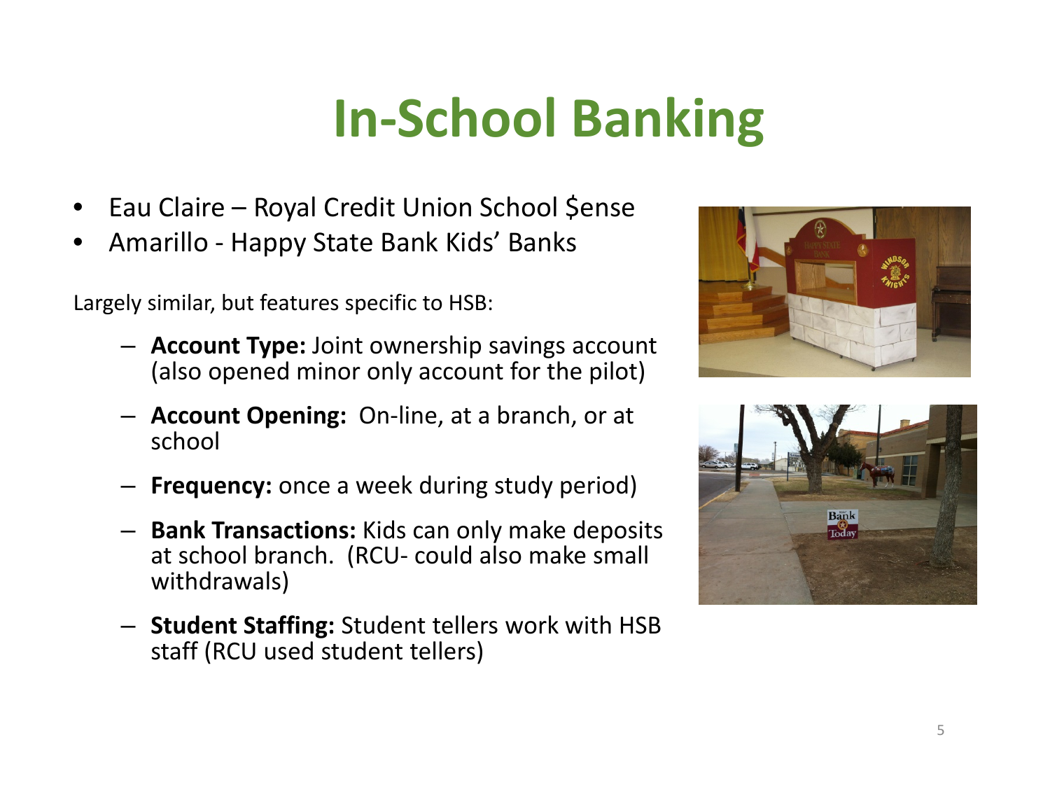# In-School Banking

- Eau Claire – Royal Credit Union School $ense
- Amarillo - Happy State Bank Kids' Banks

Largely similar, but features specific to HSB:

- **Account Type:** Joint ownership savings account (also opened minor only account for the pilot)
- **Account Opening:** On-line, at a branch, or at school
- **Frequency:** once a week during study period)
- **Bank Transactions:** Kids can only make deposits at school branch. (RCU- could also make small withdrawals)
- **Student Staffing:** Student tellers work with HSB staff (RCU used student tellers)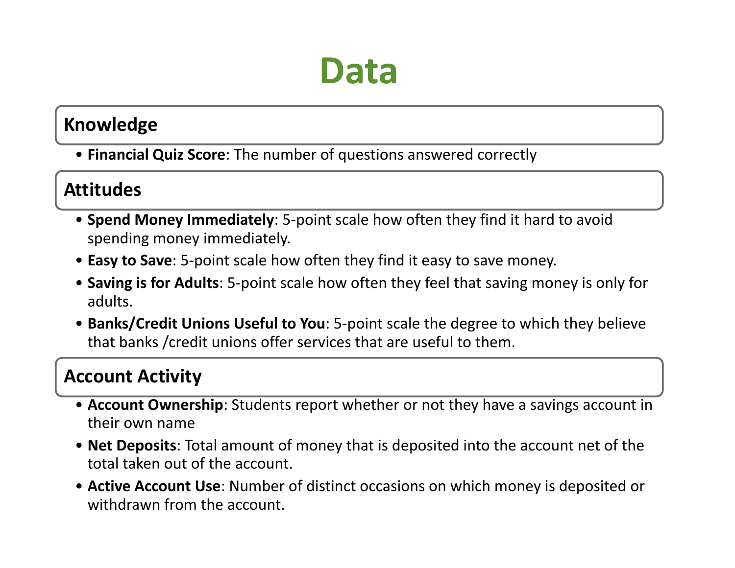# Data

## Knowledge

- **Financial Quiz Score**: The number of questions answered correctly

## Attitudes

- **Spend Money Immediately**: 5-point scale how often they find it hard to avoid spending money immediately.
- **Easy to Save**: 5-point scale how often they find it easy to save money.
- **Saving is for Adults**: 5-point scale how often they feel that saving money is only for adults.
- **Banks/Credit Unions Useful to You**: 5-point scale the degree to which they believe that banks /credit unions offer services that are useful to them.

## Account Activity

- **Account Ownership**: Students report whether or not they have a savings account in their own name
- **Net Deposits**: Total amount of money that is deposited into the account net of the total taken out of the account.
- **Active Account Use**: Number of distinct occasions on which money is deposited or withdrawn from the account.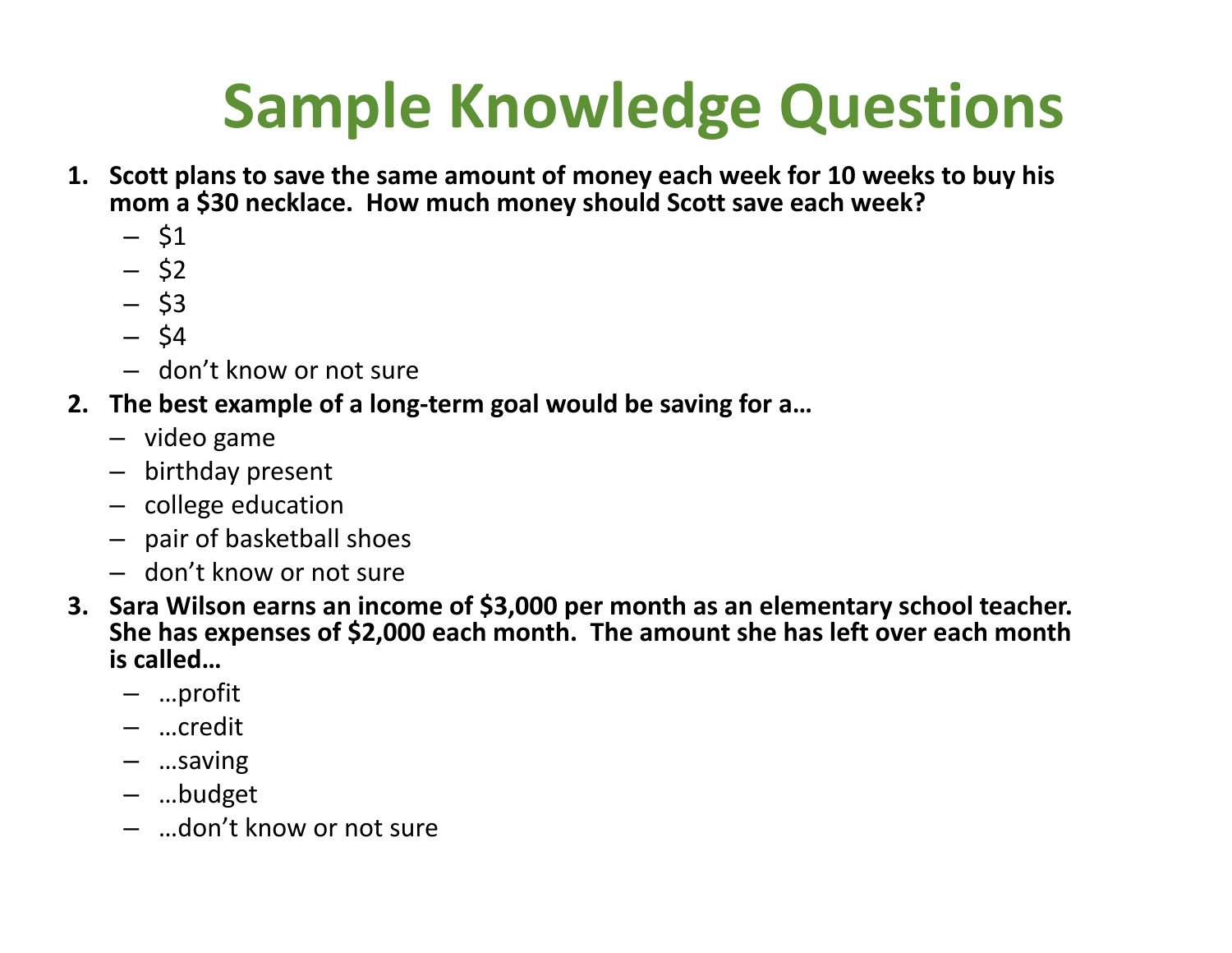# Sample Knowledge Questions

1. **Scott plans to save the same amount of money each week for 10 weeks to buy his mom a $30 necklace. How much money should Scott save each week?**
   – $1
   – $2
   – $3
   – $4
   – don't know or not sure
2. **The best example of a long-term goal would be saving for a…**
   – video game
   – birthday present
   – college education
   – pair of basketball shoes
   – don't know or not sure
3. **Sara Wilson earns an income of $3,000 per month as an elementary school teacher. She has expenses of $2,000 each month. The amount she has left over each month is called…**
   – …profit
   – …credit
   – …saving
   – …budget
   – …don't know or not sure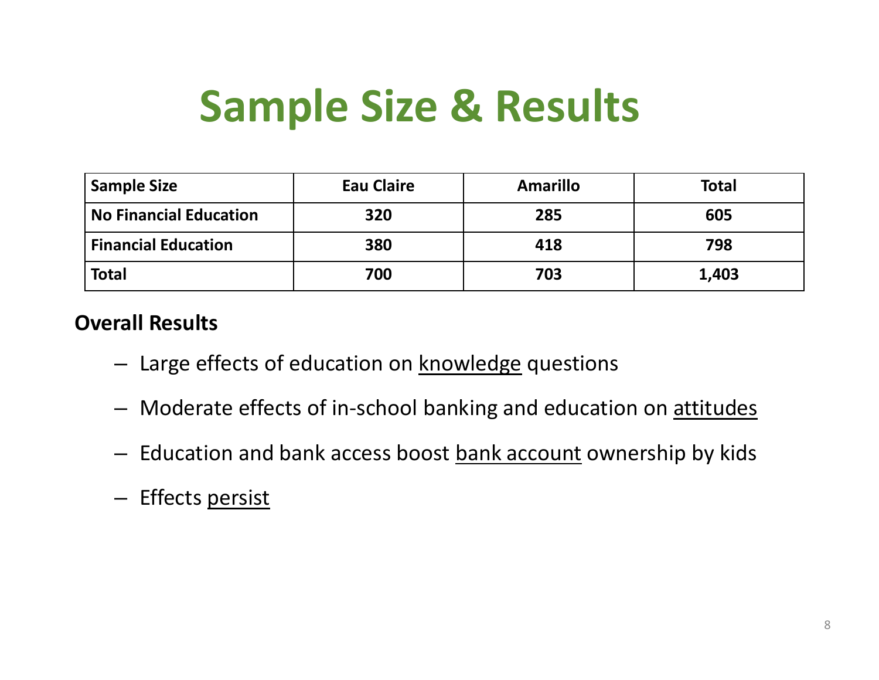# Sample Size & Results

| Sample Size | Eau Claire | Amarillo | Total |
|---|---|---|---|
| No Financial Education | 320 | 285 | 605 |
| Financial Education | 380 | 418 | 798 |
| Total | 700 | 703 | 1,403 |

**Overall Results**

- Large effects of education on <u>knowledge</u> questions
- Moderate effects of in-school banking and education on <u>attitudes</u>
- Education and bank access boost <u>bank account</u> ownership by kids
- Effects <u>persist</u>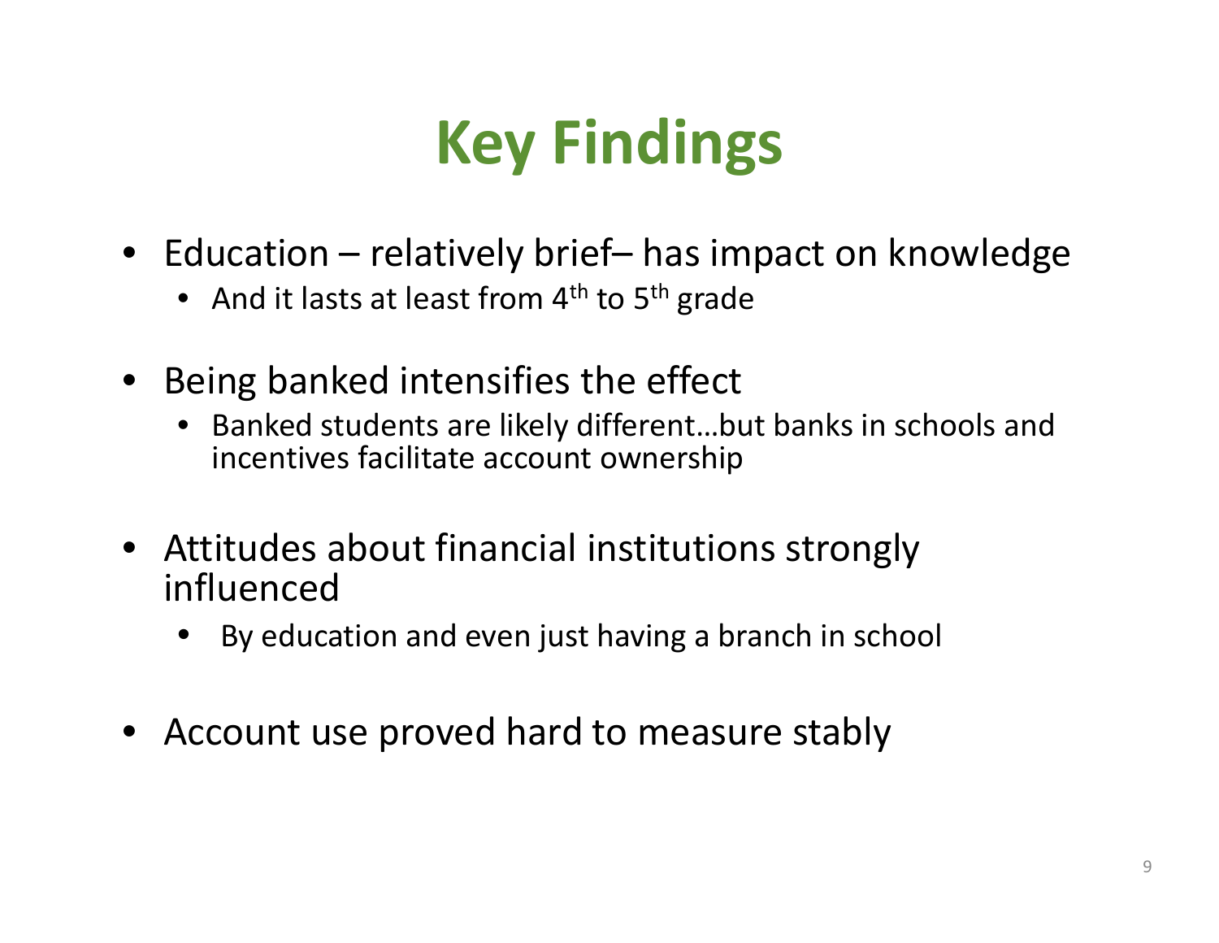# Key Findings

- Education – relatively brief– has impact on knowledge
  - And it lasts at least from 4th to 5th grade
- Being banked intensifies the effect
  - Banked students are likely different…but banks in schools and incentives facilitate account ownership
- Attitudes about financial institutions strongly influenced
  - By education and even just having a branch in school
- Account use proved hard to measure stably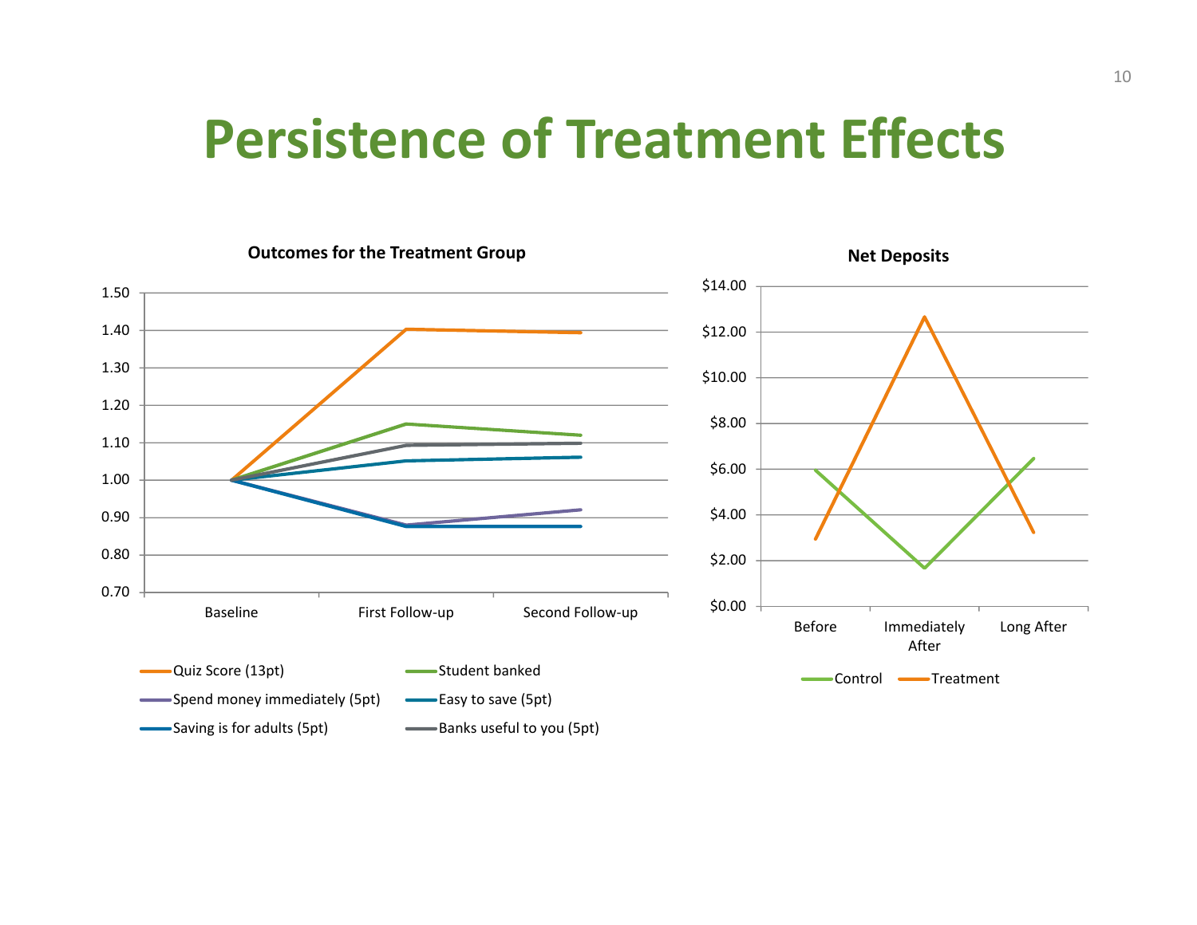# Persistence of Treatment Effects

**Outcomes for the Treatment Group**

**Net Deposits**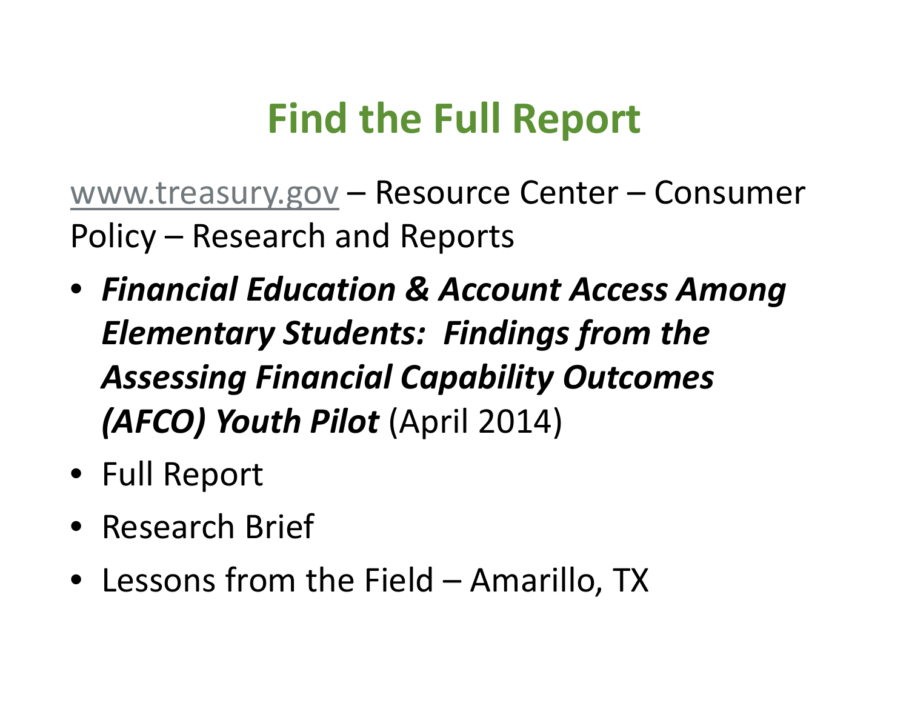# Find the Full Report

www.treasury.gov – Resource Center – Consumer Policy – Research and Reports

- ***Financial Education & Account Access Among Elementary Students: Findings from the Assessing Financial Capability Outcomes (AFCO) Youth Pilot*** (April 2014)
- Full Report
- Research Brief
- Lessons from the Field – Amarillo, TX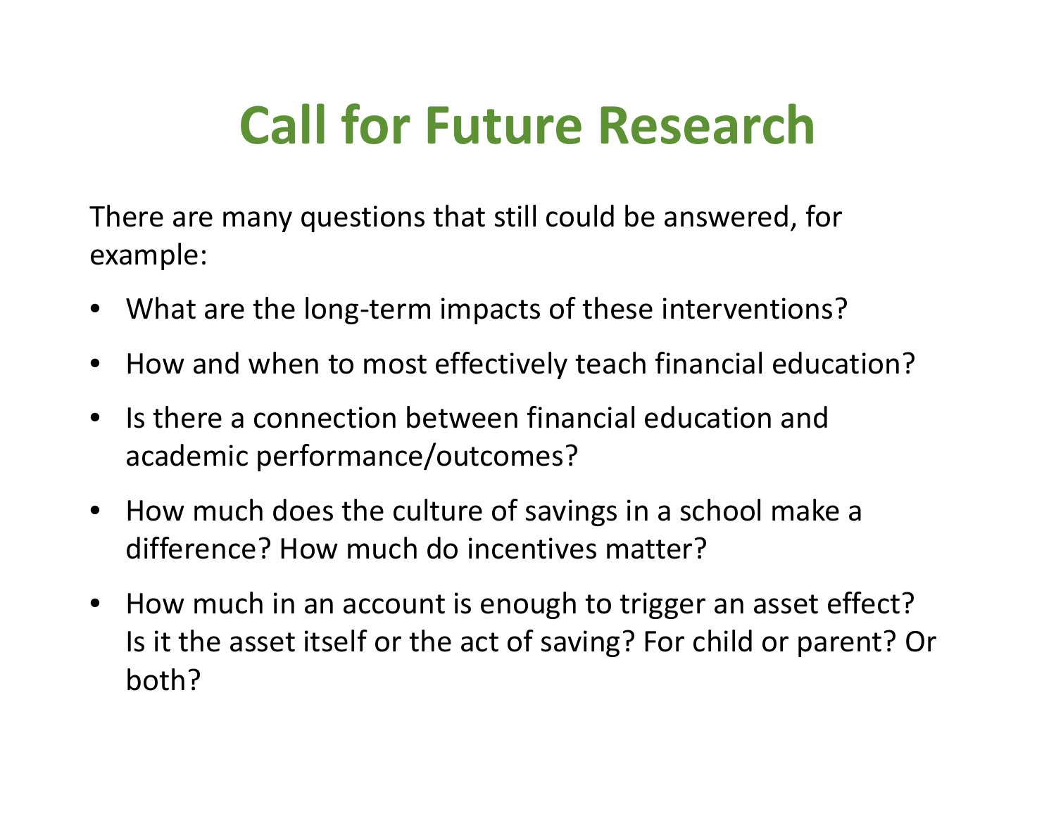# Call for Future Research

There are many questions that still could be answered, for example:

- What are the long-term impacts of these interventions?
- How and when to most effectively teach financial education?
- Is there a connection between financial education and academic performance/outcomes?
- How much does the culture of savings in a school make a difference? How much do incentives matter?
- How much in an account is enough to trigger an asset effect? Is it the asset itself or the act of saving? For child or parent? Or both?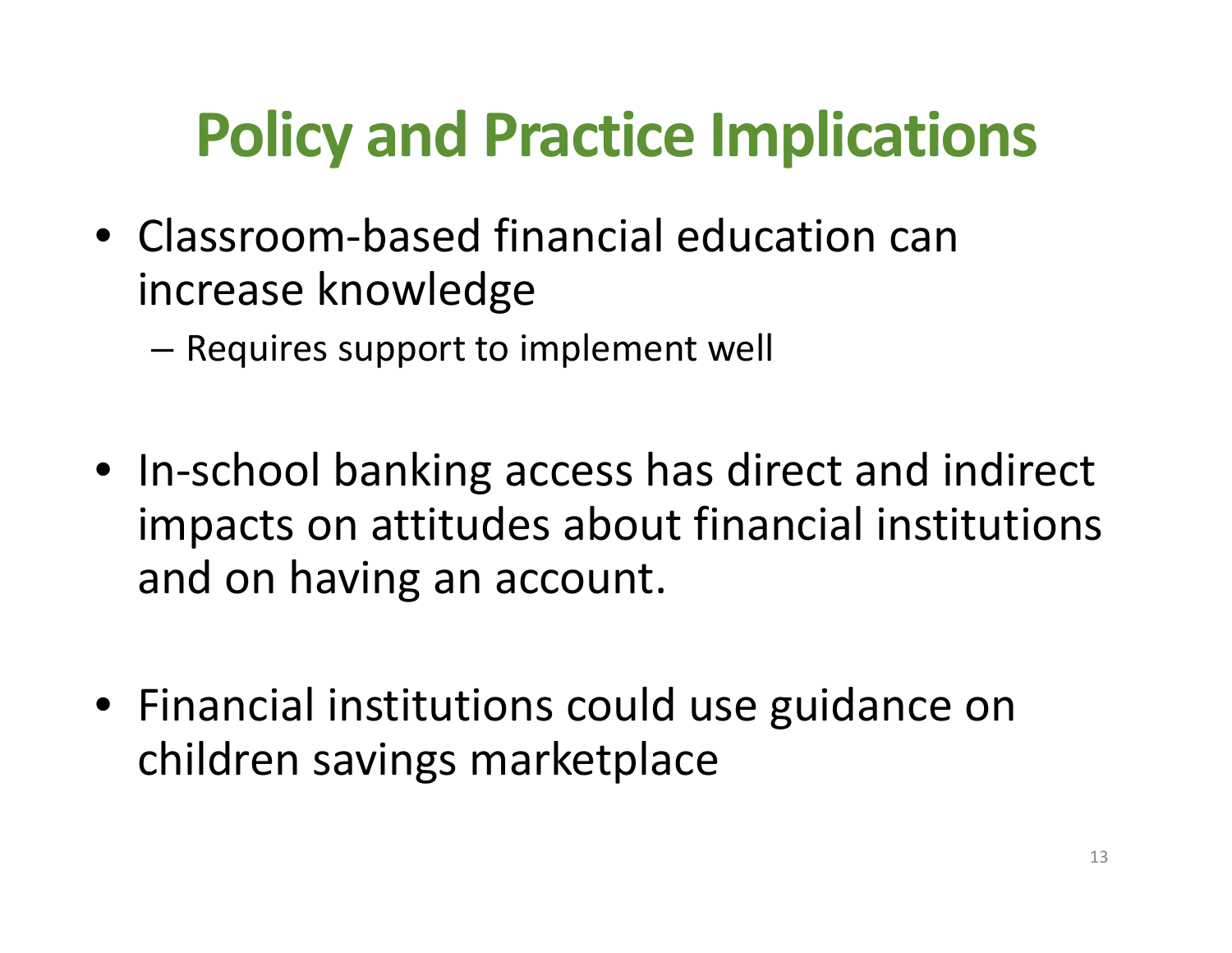# Policy and Practice Implications

- Classroom-based financial education can increase knowledge
  - Requires support to implement well

- In-school banking access has direct and indirect impacts on attitudes about financial institutions and on having an account.

- Financial institutions could use guidance on children savings marketplace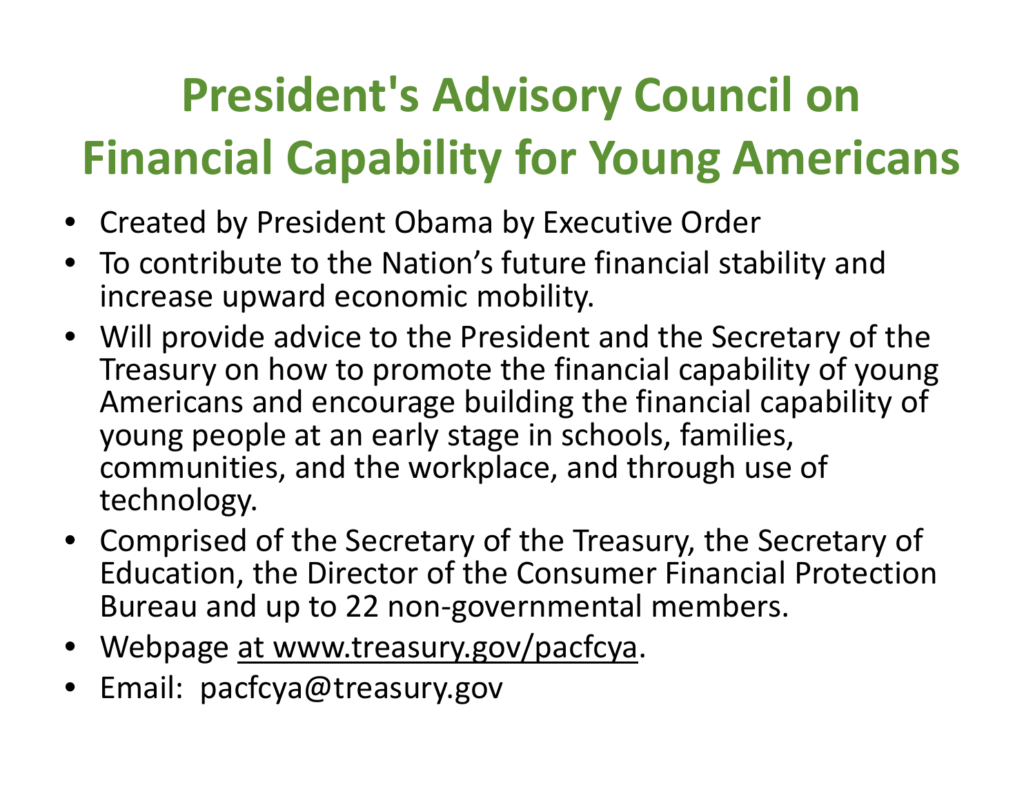# President's Advisory Council on Financial Capability for Young Americans

- Created by President Obama by Executive Order
- To contribute to the Nation's future financial stability and increase upward economic mobility.
- Will provide advice to the President and the Secretary of the Treasury on how to promote the financial capability of young Americans and encourage building the financial capability of young people at an early stage in schools, families, communities, and the workplace, and through use of technology.
- Comprised of the Secretary of the Treasury, the Secretary of Education, the Director of the Consumer Financial Protection Bureau and up to 22 non-governmental members.
- Webpage at www.treasury.gov/pacfcya.
- Email: pacfcya@treasury.gov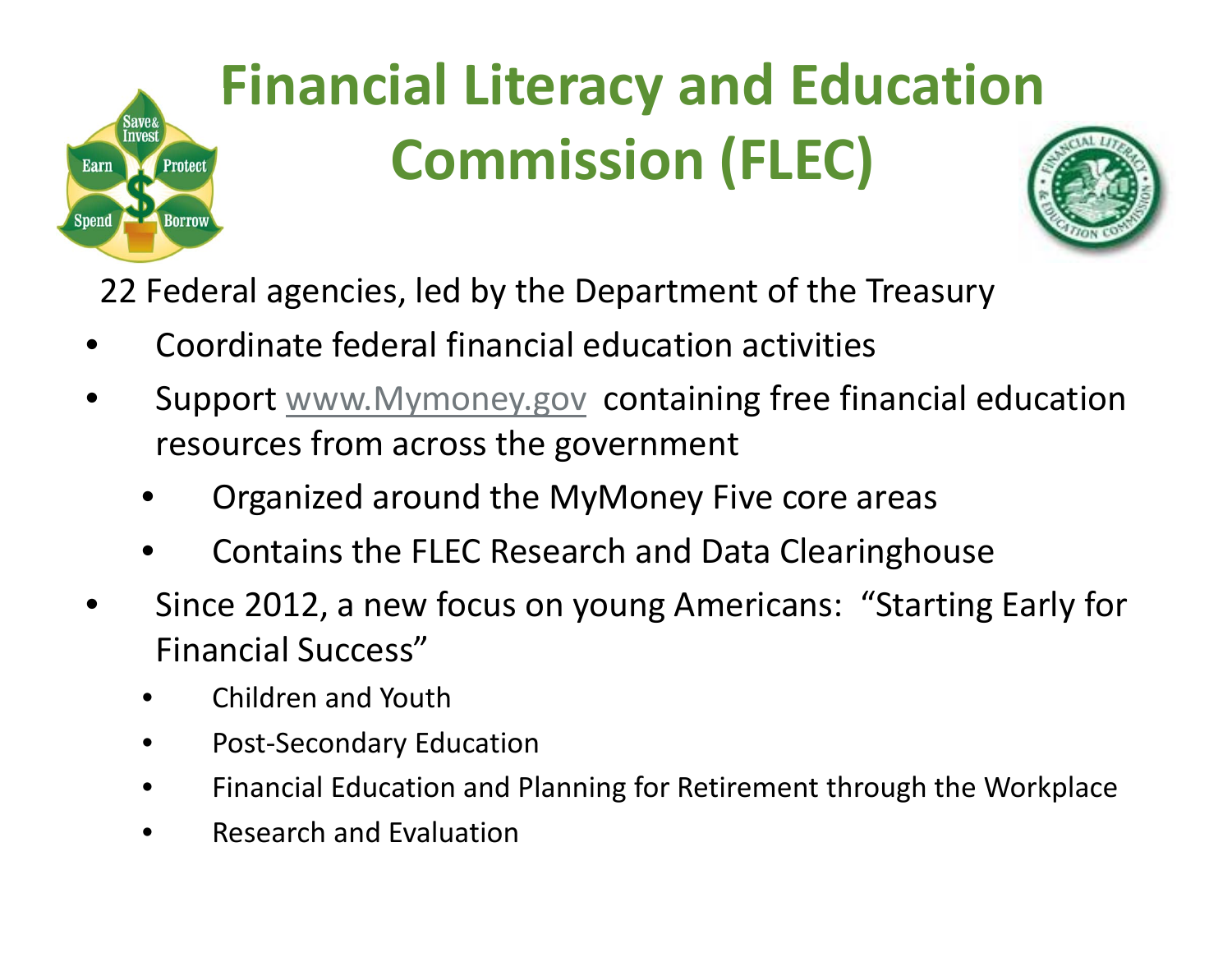# Financial Literacy and Education Commission (FLEC)

22 Federal agencies, led by the Department of the Treasury

- Coordinate federal financial education activities
- Support www.Mymoney.gov containing free financial education resources from across the government
  - Organized around the MyMoney Five core areas
  - Contains the FLEC Research and Data Clearinghouse
- Since 2012, a new focus on young Americans: "Starting Early for Financial Success"
  - Children and Youth
  - Post-Secondary Education
  - Financial Education and Planning for Retirement through the Workplace
  - Research and Evaluation